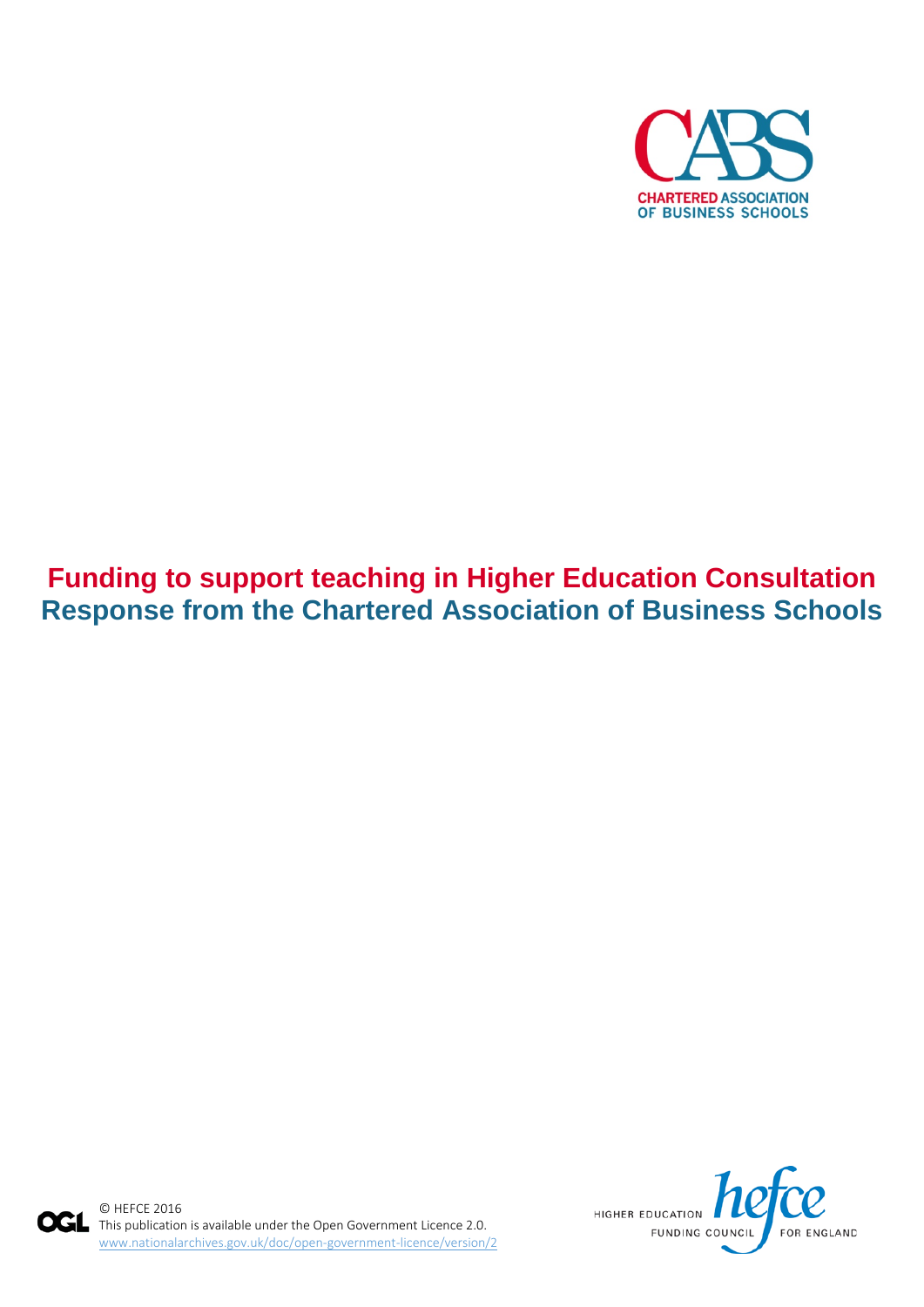CHARTERED ASSOCIATION OF BUSINESS SCHOOLS

# Funding to support teaching in Higher Education Consultation Response from the Chartered Association of Business Schools

© HEFCE 2016
This publication is available under the Open Government Licence 2.0.
www.nationalarchives.gov.uk/doc/open-government-licence/version/2

HIGHER EDUCATION FUNDING COUNCIL FOR ENGLAND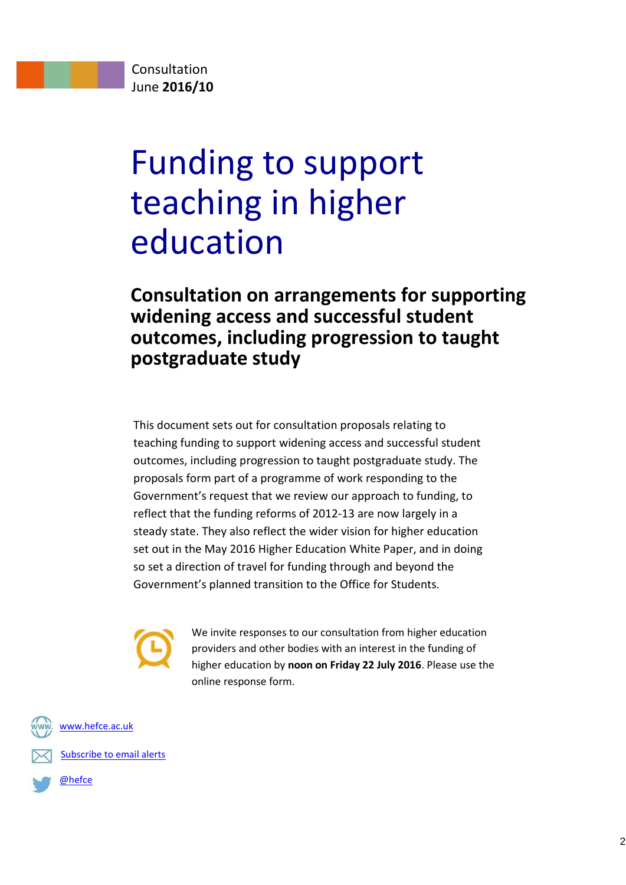Consultation
June **2016/10**

# Funding to support teaching in higher education

## Consultation on arrangements for supporting widening access and successful student outcomes, including progression to taught postgraduate study

This document sets out for consultation proposals relating to teaching funding to support widening access and successful student outcomes, including progression to taught postgraduate study. The proposals form part of a programme of work responding to the Government's request that we review our approach to funding, to reflect that the funding reforms of 2012-13 are now largely in a steady state. They also reflect the wider vision for higher education set out in the May 2016 Higher Education White Paper, and in doing so set a direction of travel for funding through and beyond the Government's planned transition to the Office for Students.

We invite responses to our consultation from higher education providers and other bodies with an interest in the funding of higher education by **noon on Friday 22 July 2016**. Please use the online response form.

www.hefce.ac.uk

Subscribe to email alerts

@hefce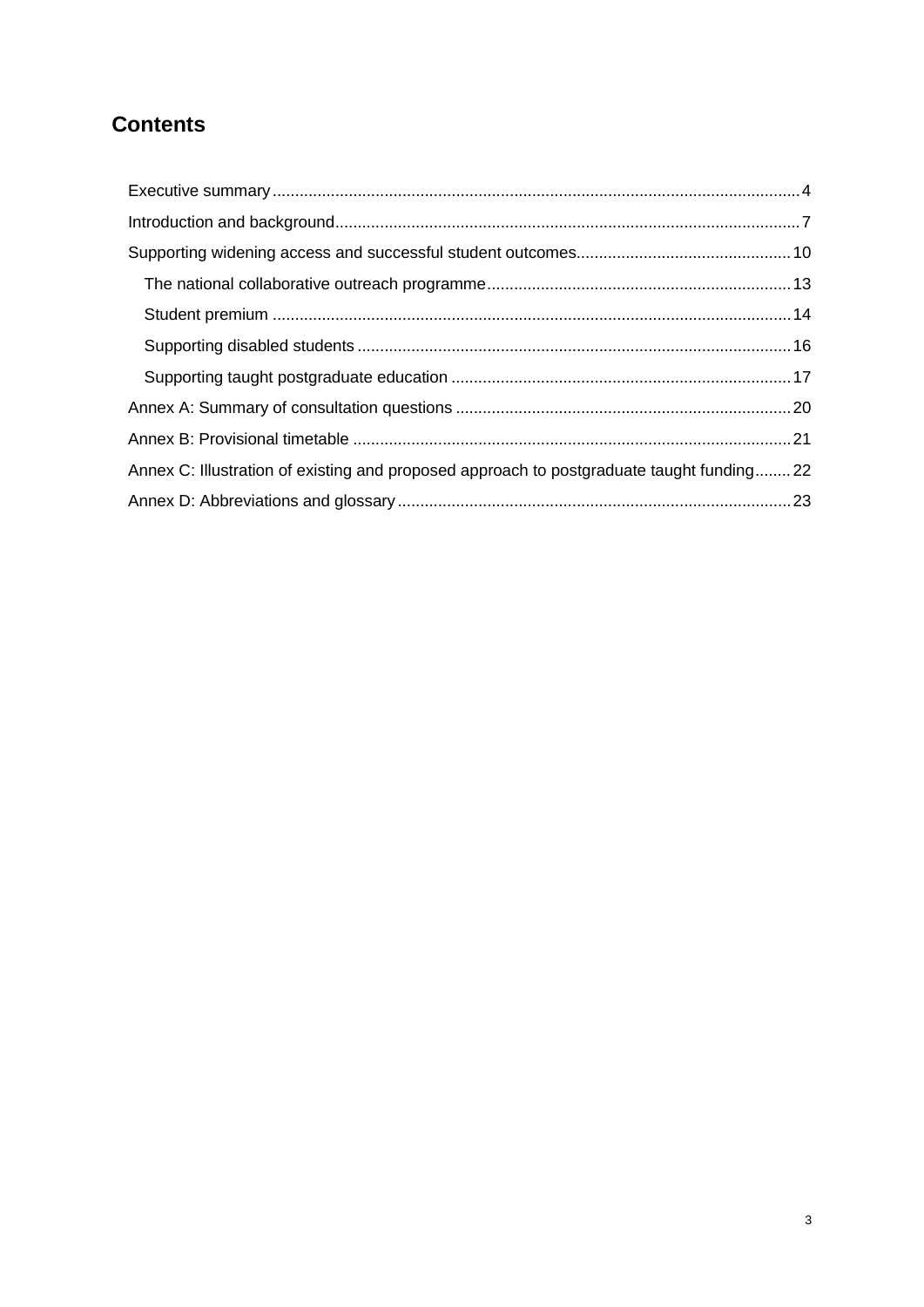## Contents

Executive summary ..................................................................................................................... 4

Introduction and background ....................................................................................................... 7

Supporting widening access and successful student outcomes ................................................ 10

- The national collaborative outreach programme .................................................................... 13
- Student premium .................................................................................................................... 14
- Supporting disabled students ................................................................................................. 16
- Supporting taught postgraduate education ............................................................................ 17

Annex A: Summary of consultation questions ........................................................................... 20

Annex B: Provisional timetable .................................................................................................. 21

Annex C: Illustration of existing and proposed approach to postgraduate taught funding ........ 22

Annex D: Abbreviations and glossary ........................................................................................ 23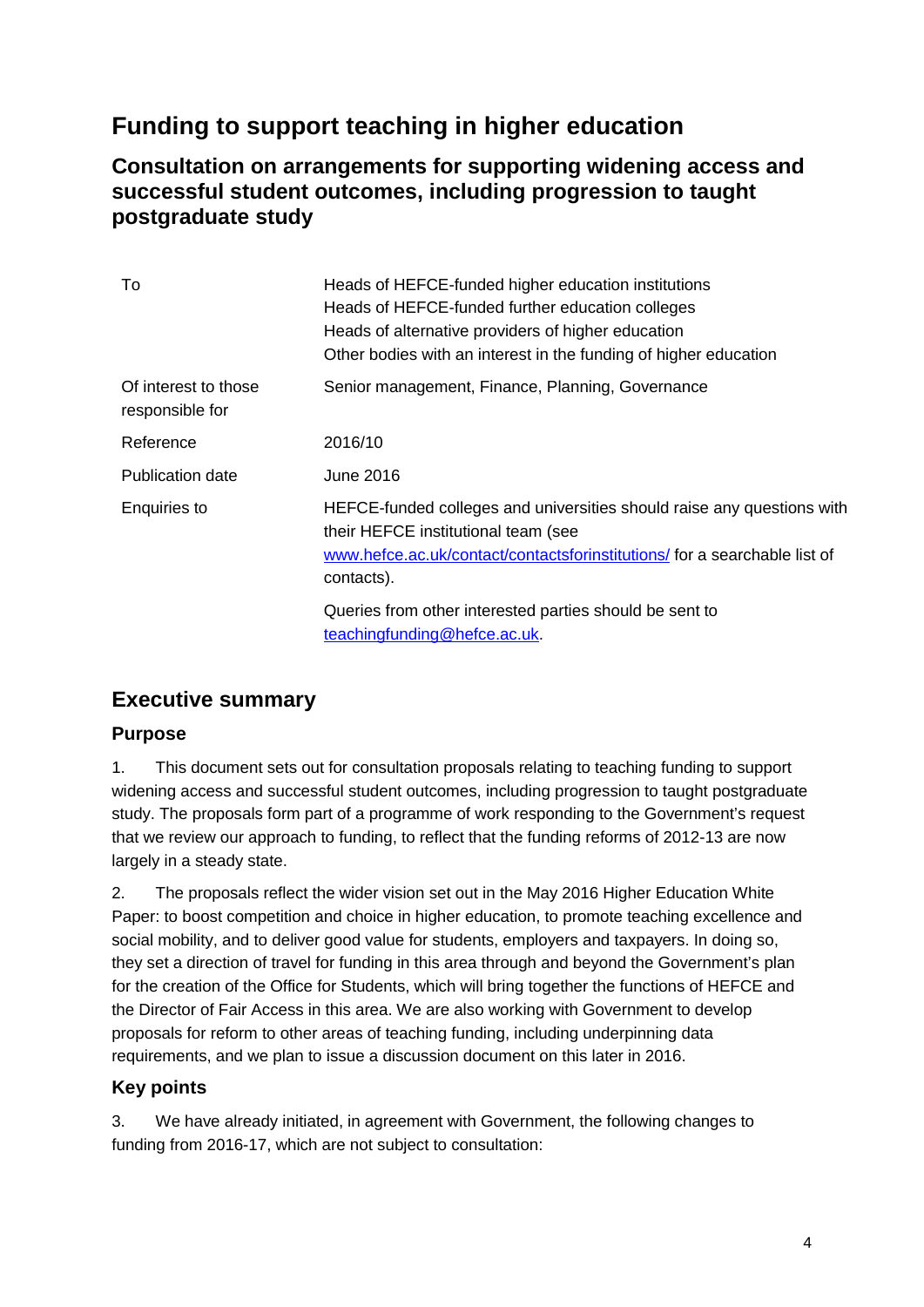# Funding to support teaching in higher education

## Consultation on arrangements for supporting widening access and successful student outcomes, including progression to taught postgraduate study

| | |
|---|---|
| To | Heads of HEFCE-funded higher education institutions<br>Heads of HEFCE-funded further education colleges<br>Heads of alternative providers of higher education<br>Other bodies with an interest in the funding of higher education |
| Of interest to those responsible for | Senior management, Finance, Planning, Governance |
| Reference | 2016/10 |
| Publication date | June 2016 |
| Enquiries to | HEFCE-funded colleges and universities should raise any questions with their HEFCE institutional team (see www.hefce.ac.uk/contact/contactsforinstitutions/ for a searchable list of contacts).<br><br>Queries from other interested parties should be sent to teachingfunding@hefce.ac.uk. |

## Executive summary

### Purpose

1. This document sets out for consultation proposals relating to teaching funding to support widening access and successful student outcomes, including progression to taught postgraduate study. The proposals form part of a programme of work responding to the Government's request that we review our approach to funding, to reflect that the funding reforms of 2012-13 are now largely in a steady state.

2. The proposals reflect the wider vision set out in the May 2016 Higher Education White Paper: to boost competition and choice in higher education, to promote teaching excellence and social mobility, and to deliver good value for students, employers and taxpayers. In doing so, they set a direction of travel for funding in this area through and beyond the Government's plan for the creation of the Office for Students, which will bring together the functions of HEFCE and the Director of Fair Access in this area. We are also working with Government to develop proposals for reform to other areas of teaching funding, including underpinning data requirements, and we plan to issue a discussion document on this later in 2016.

### Key points

3. We have already initiated, in agreement with Government, the following changes to funding from 2016-17, which are not subject to consultation: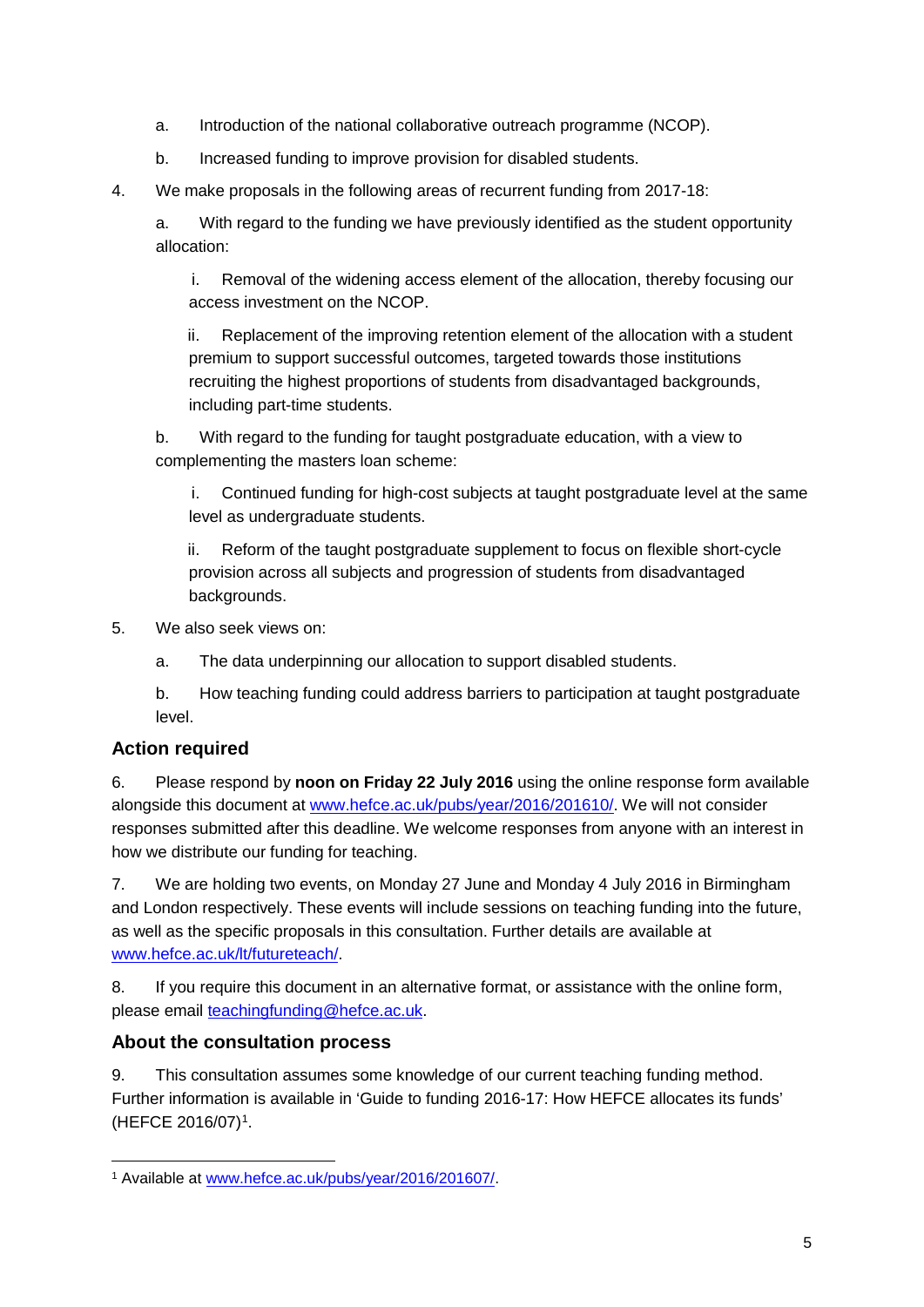a. Introduction of the national collaborative outreach programme (NCOP).

b. Increased funding to improve provision for disabled students.

4. We make proposals in the following areas of recurrent funding from 2017-18:

   a. With regard to the funding we have previously identified as the student opportunity allocation:

      i. Removal of the widening access element of the allocation, thereby focusing our access investment on the NCOP.

      ii. Replacement of the improving retention element of the allocation with a student premium to support successful outcomes, targeted towards those institutions recruiting the highest proportions of students from disadvantaged backgrounds, including part-time students.

   b. With regard to the funding for taught postgraduate education, with a view to complementing the masters loan scheme:

      i. Continued funding for high-cost subjects at taught postgraduate level at the same level as undergraduate students.

      ii. Reform of the taught postgraduate supplement to focus on flexible short-cycle provision across all subjects and progression of students from disadvantaged backgrounds.

5. We also seek views on:

   a. The data underpinning our allocation to support disabled students.

   b. How teaching funding could address barriers to participation at taught postgraduate level.

## Action required

6. Please respond by **noon on Friday 22 July 2016** using the online response form available alongside this document at www.hefce.ac.uk/pubs/year/2016/201610/. We will not consider responses submitted after this deadline. We welcome responses from anyone with an interest in how we distribute our funding for teaching.

7. We are holding two events, on Monday 27 June and Monday 4 July 2016 in Birmingham and London respectively. These events will include sessions on teaching funding into the future, as well as the specific proposals in this consultation. Further details are available at www.hefce.ac.uk/lt/futureteach/.

8. If you require this document in an alternative format, or assistance with the online form, please email teachingfunding@hefce.ac.uk.

## About the consultation process

9. This consultation assumes some knowledge of our current teaching funding method. Further information is available in 'Guide to funding 2016-17: How HEFCE allocates its funds' (HEFCE 2016/07)[1].

---

[1] Available at www.hefce.ac.uk/pubs/year/2016/201607/.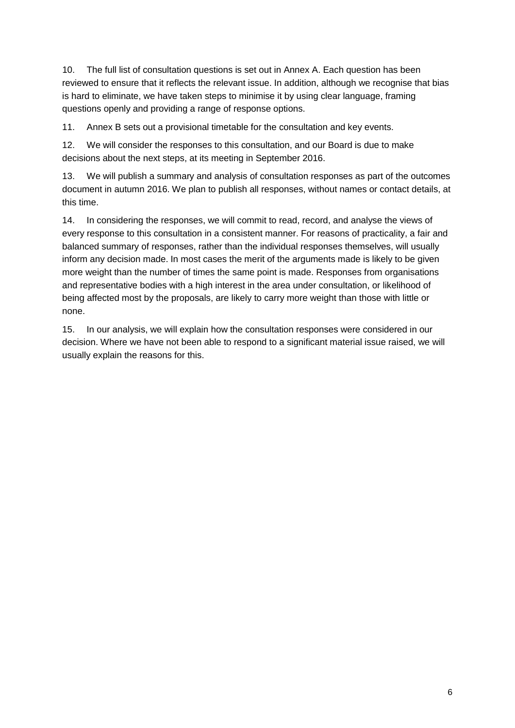10. The full list of consultation questions is set out in Annex A. Each question has been reviewed to ensure that it reflects the relevant issue. In addition, although we recognise that bias is hard to eliminate, we have taken steps to minimise it by using clear language, framing questions openly and providing a range of response options.

11. Annex B sets out a provisional timetable for the consultation and key events.

12. We will consider the responses to this consultation, and our Board is due to make decisions about the next steps, at its meeting in September 2016.

13. We will publish a summary and analysis of consultation responses as part of the outcomes document in autumn 2016. We plan to publish all responses, without names or contact details, at this time.

14. In considering the responses, we will commit to read, record, and analyse the views of every response to this consultation in a consistent manner. For reasons of practicality, a fair and balanced summary of responses, rather than the individual responses themselves, will usually inform any decision made. In most cases the merit of the arguments made is likely to be given more weight than the number of times the same point is made. Responses from organisations and representative bodies with a high interest in the area under consultation, or likelihood of being affected most by the proposals, are likely to carry more weight than those with little or none.

15. In our analysis, we will explain how the consultation responses were considered in our decision. Where we have not been able to respond to a significant material issue raised, we will usually explain the reasons for this.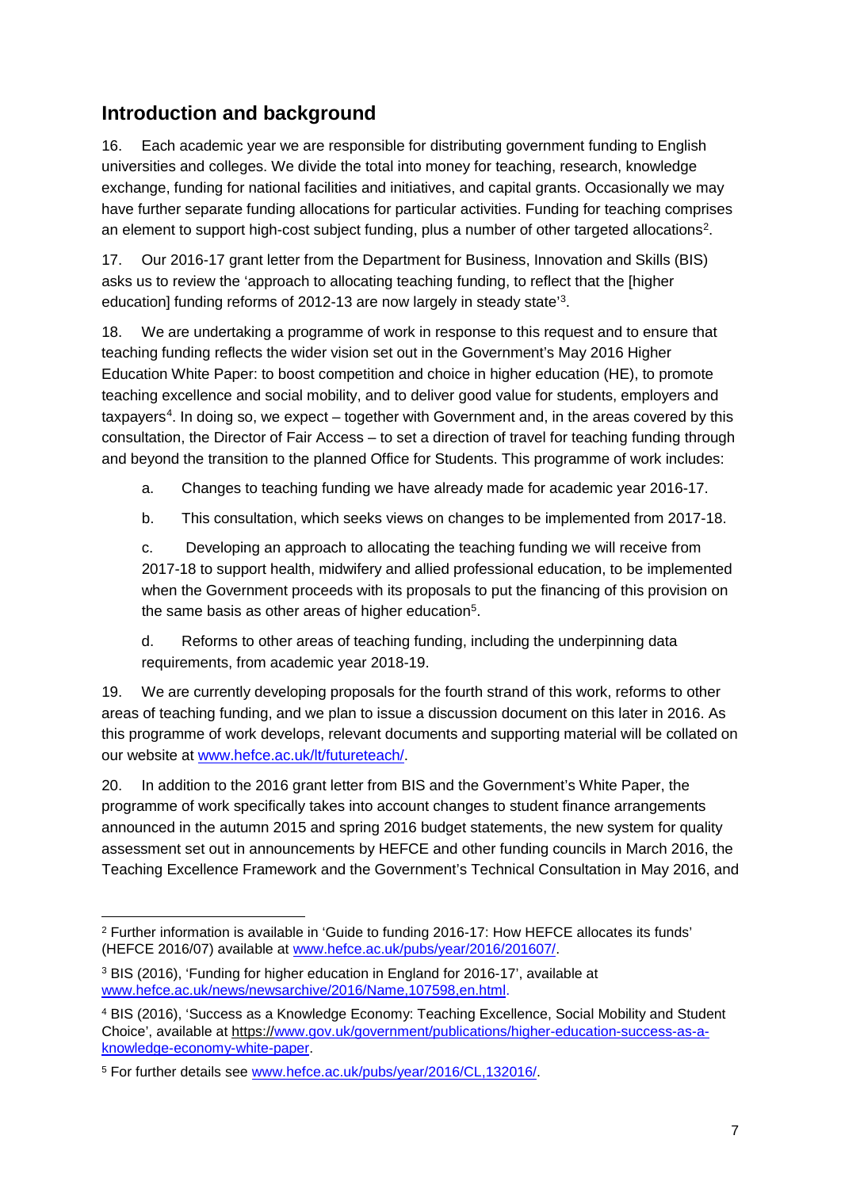## Introduction and background

16. Each academic year we are responsible for distributing government funding to English universities and colleges. We divide the total into money for teaching, research, knowledge exchange, funding for national facilities and initiatives, and capital grants. Occasionally we may have further separate funding allocations for particular activities. Funding for teaching comprises an element to support high-cost subject funding, plus a number of other targeted allocations[2].

17. Our 2016-17 grant letter from the Department for Business, Innovation and Skills (BIS) asks us to review the 'approach to allocating teaching funding, to reflect that the [higher education] funding reforms of 2012-13 are now largely in steady state'[3].

18. We are undertaking a programme of work in response to this request and to ensure that teaching funding reflects the wider vision set out in the Government's May 2016 Higher Education White Paper: to boost competition and choice in higher education (HE), to promote teaching excellence and social mobility, and to deliver good value for students, employers and taxpayers[4]. In doing so, we expect – together with Government and, in the areas covered by this consultation, the Director of Fair Access – to set a direction of travel for teaching funding through and beyond the transition to the planned Office for Students. This programme of work includes:

a. Changes to teaching funding we have already made for academic year 2016-17.

b. This consultation, which seeks views on changes to be implemented from 2017-18.

c. Developing an approach to allocating the teaching funding we will receive from 2017-18 to support health, midwifery and allied professional education, to be implemented when the Government proceeds with its proposals to put the financing of this provision on the same basis as other areas of higher education[5].

d. Reforms to other areas of teaching funding, including the underpinning data requirements, from academic year 2018-19.

19. We are currently developing proposals for the fourth strand of this work, reforms to other areas of teaching funding, and we plan to issue a discussion document on this later in 2016. As this programme of work develops, relevant documents and supporting material will be collated on our website at www.hefce.ac.uk/lt/futureteach/.

20. In addition to the 2016 grant letter from BIS and the Government's White Paper, the programme of work specifically takes into account changes to student finance arrangements announced in the autumn 2015 and spring 2016 budget statements, the new system for quality assessment set out in announcements by HEFCE and other funding councils in March 2016, the Teaching Excellence Framework and the Government's Technical Consultation in May 2016, and

---

[2] Further information is available in 'Guide to funding 2016-17: How HEFCE allocates its funds' (HEFCE 2016/07) available at www.hefce.ac.uk/pubs/year/2016/201607/.

[3] BIS (2016), 'Funding for higher education in England for 2016-17', available at www.hefce.ac.uk/news/newsarchive/2016/Name,107598,en.html.

[4] BIS (2016), 'Success as a Knowledge Economy: Teaching Excellence, Social Mobility and Student Choice', available at https://www.gov.uk/government/publications/higher-education-success-as-a-knowledge-economy-white-paper.

[5] For further details see www.hefce.ac.uk/pubs/year/2016/CL,132016/.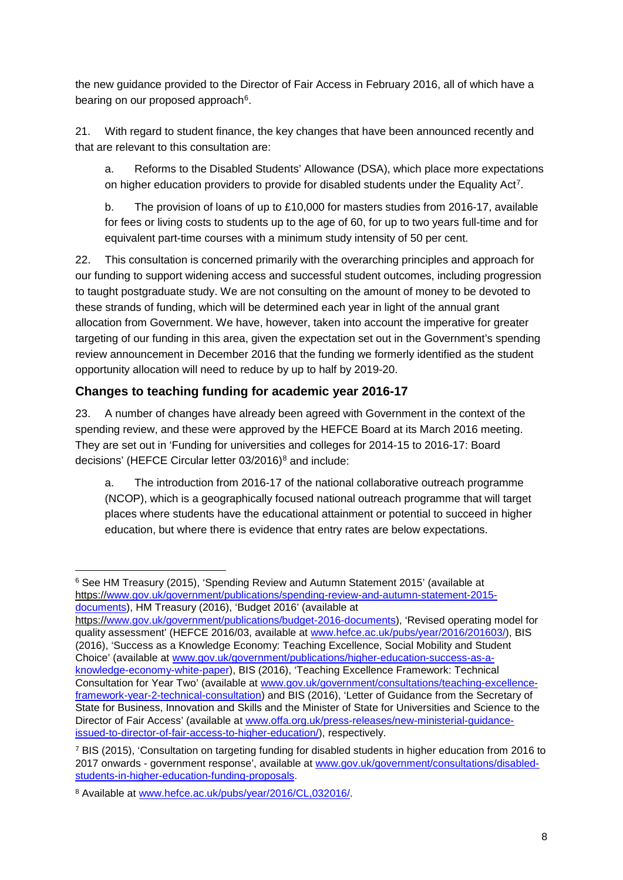the new guidance provided to the Director of Fair Access in February 2016, all of which have a bearing on our proposed approach[6].

21. With regard to student finance, the key changes that have been announced recently and that are relevant to this consultation are:

a. Reforms to the Disabled Students' Allowance (DSA), which place more expectations on higher education providers to provide for disabled students under the Equality Act[7].

b. The provision of loans of up to £10,000 for masters studies from 2016-17, available for fees or living costs to students up to the age of 60, for up to two years full-time and for equivalent part-time courses with a minimum study intensity of 50 per cent.

22. This consultation is concerned primarily with the overarching principles and approach for our funding to support widening access and successful student outcomes, including progression to taught postgraduate study. We are not consulting on the amount of money to be devoted to these strands of funding, which will be determined each year in light of the annual grant allocation from Government. We have, however, taken into account the imperative for greater targeting of our funding in this area, given the expectation set out in the Government's spending review announcement in December 2016 that the funding we formerly identified as the student opportunity allocation will need to reduce by up to half by 2019-20.

## Changes to teaching funding for academic year 2016-17

23. A number of changes have already been agreed with Government in the context of the spending review, and these were approved by the HEFCE Board at its March 2016 meeting. They are set out in 'Funding for universities and colleges for 2014-15 to 2016-17: Board decisions' (HEFCE Circular letter 03/2016)[8] and include:

a. The introduction from 2016-17 of the national collaborative outreach programme (NCOP), which is a geographically focused national outreach programme that will target places where students have the educational attainment or potential to succeed in higher education, but where there is evidence that entry rates are below expectations.

---

[6] See HM Treasury (2015), 'Spending Review and Autumn Statement 2015' (available at https://www.gov.uk/government/publications/spending-review-and-autumn-statement-2015-documents), HM Treasury (2016), 'Budget 2016' (available at https://www.gov.uk/government/publications/budget-2016-documents), 'Revised operating model for quality assessment' (HEFCE 2016/03, available at www.hefce.ac.uk/pubs/year/2016/201603/), BIS (2016), 'Success as a Knowledge Economy: Teaching Excellence, Social Mobility and Student Choice' (available at www.gov.uk/government/publications/higher-education-success-as-a-knowledge-economy-white-paper), BIS (2016), 'Teaching Excellence Framework: Technical Consultation for Year Two' (available at www.gov.uk/government/consultations/teaching-excellence-framework-year-2-technical-consultation) and BIS (2016), 'Letter of Guidance from the Secretary of State for Business, Innovation and Skills and the Minister of State for Universities and Science to the Director of Fair Access' (available at www.offa.org.uk/press-releases/new-ministerial-guidance-issued-to-director-of-fair-access-to-higher-education/), respectively.

[7] BIS (2015), 'Consultation on targeting funding for disabled students in higher education from 2016 to 2017 onwards - government response', available at www.gov.uk/government/consultations/disabled-students-in-higher-education-funding-proposals.

[8] Available at www.hefce.ac.uk/pubs/year/2016/CL,032016/.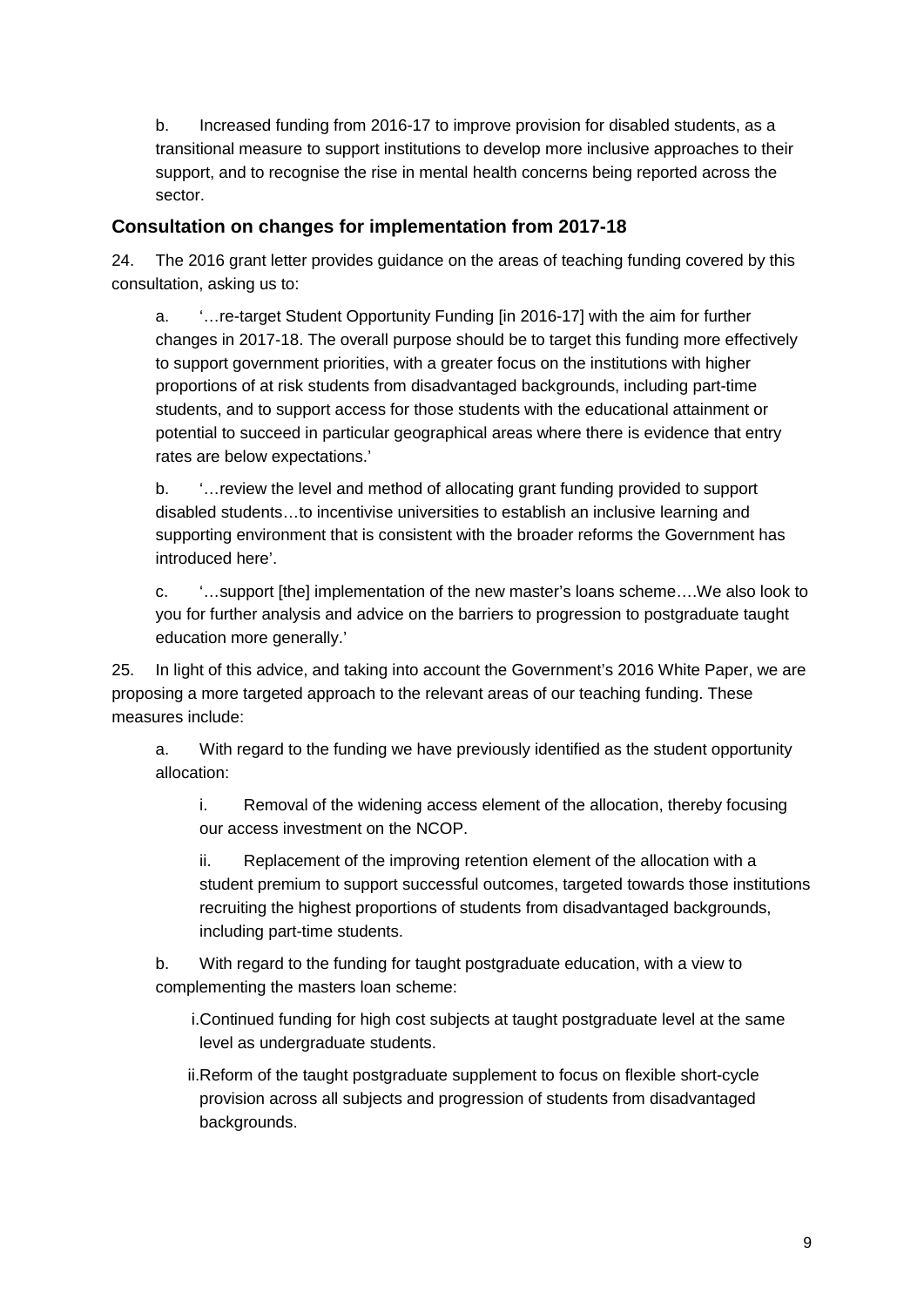b. Increased funding from 2016-17 to improve provision for disabled students, as a transitional measure to support institutions to develop more inclusive approaches to their support, and to recognise the rise in mental health concerns being reported across the sector.

## Consultation on changes for implementation from 2017-18

24. The 2016 grant letter provides guidance on the areas of teaching funding covered by this consultation, asking us to:

a. '…re-target Student Opportunity Funding [in 2016-17] with the aim for further changes in 2017-18. The overall purpose should be to target this funding more effectively to support government priorities, with a greater focus on the institutions with higher proportions of at risk students from disadvantaged backgrounds, including part-time students, and to support access for those students with the educational attainment or potential to succeed in particular geographical areas where there is evidence that entry rates are below expectations.'

b. '…review the level and method of allocating grant funding provided to support disabled students…to incentivise universities to establish an inclusive learning and supporting environment that is consistent with the broader reforms the Government has introduced here'.

c. '…support [the] implementation of the new master's loans scheme….We also look to you for further analysis and advice on the barriers to progression to postgraduate taught education more generally.'

25. In light of this advice, and taking into account the Government's 2016 White Paper, we are proposing a more targeted approach to the relevant areas of our teaching funding. These measures include:

a. With regard to the funding we have previously identified as the student opportunity allocation:

i. Removal of the widening access element of the allocation, thereby focusing our access investment on the NCOP.

ii. Replacement of the improving retention element of the allocation with a student premium to support successful outcomes, targeted towards those institutions recruiting the highest proportions of students from disadvantaged backgrounds, including part-time students.

b. With regard to the funding for taught postgraduate education, with a view to complementing the masters loan scheme:

i. Continued funding for high cost subjects at taught postgraduate level at the same level as undergraduate students.

ii. Reform of the taught postgraduate supplement to focus on flexible short-cycle provision across all subjects and progression of students from disadvantaged backgrounds.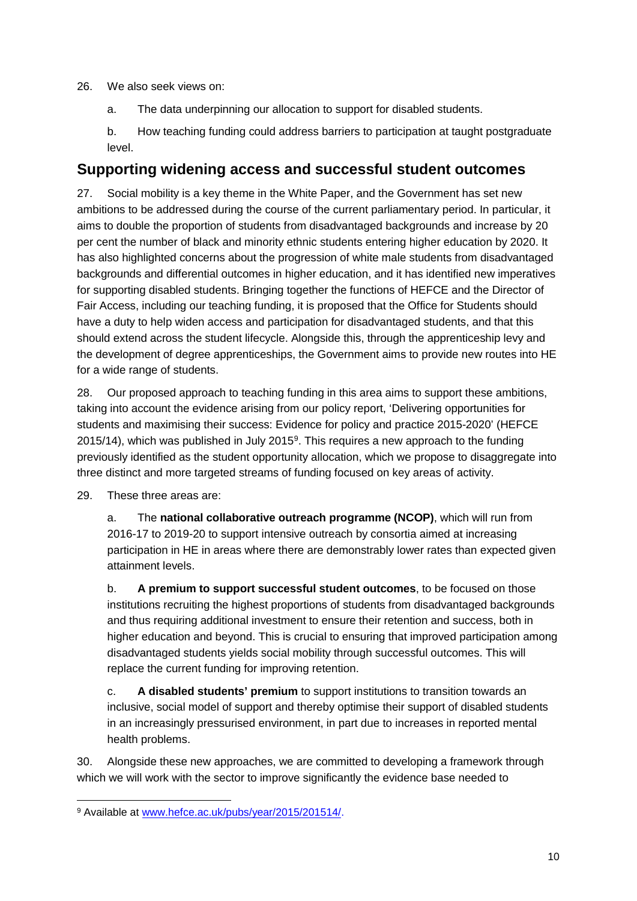26. We also seek views on:

   a. The data underpinning our allocation to support for disabled students.

   b. How teaching funding could address barriers to participation at taught postgraduate level.

## Supporting widening access and successful student outcomes

27. Social mobility is a key theme in the White Paper, and the Government has set new ambitions to be addressed during the course of the current parliamentary period. In particular, it aims to double the proportion of students from disadvantaged backgrounds and increase by 20 per cent the number of black and minority ethnic students entering higher education by 2020. It has also highlighted concerns about the progression of white male students from disadvantaged backgrounds and differential outcomes in higher education, and it has identified new imperatives for supporting disabled students. Bringing together the functions of HEFCE and the Director of Fair Access, including our teaching funding, it is proposed that the Office for Students should have a duty to help widen access and participation for disadvantaged students, and that this should extend across the student lifecycle. Alongside this, through the apprenticeship levy and the development of degree apprenticeships, the Government aims to provide new routes into HE for a wide range of students.

28. Our proposed approach to teaching funding in this area aims to support these ambitions, taking into account the evidence arising from our policy report, 'Delivering opportunities for students and maximising their success: Evidence for policy and practice 2015-2020' (HEFCE 2015/14), which was published in July 2015[9]. This requires a new approach to the funding previously identified as the student opportunity allocation, which we propose to disaggregate into three distinct and more targeted streams of funding focused on key areas of activity.

29. These three areas are:

   a. The **national collaborative outreach programme (NCOP)**, which will run from 2016-17 to 2019-20 to support intensive outreach by consortia aimed at increasing participation in HE in areas where there are demonstrably lower rates than expected given attainment levels.

   b. **A premium to support successful student outcomes**, to be focused on those institutions recruiting the highest proportions of students from disadvantaged backgrounds and thus requiring additional investment to ensure their retention and success, both in higher education and beyond. This is crucial to ensuring that improved participation among disadvantaged students yields social mobility through successful outcomes. This will replace the current funding for improving retention.

   c. **A disabled students' premium** to support institutions to transition towards an inclusive, social model of support and thereby optimise their support of disabled students in an increasingly pressurised environment, in part due to increases in reported mental health problems.

30. Alongside these new approaches, we are committed to developing a framework through which we will work with the sector to improve significantly the evidence base needed to

[9] Available at www.hefce.ac.uk/pubs/year/2015/201514/.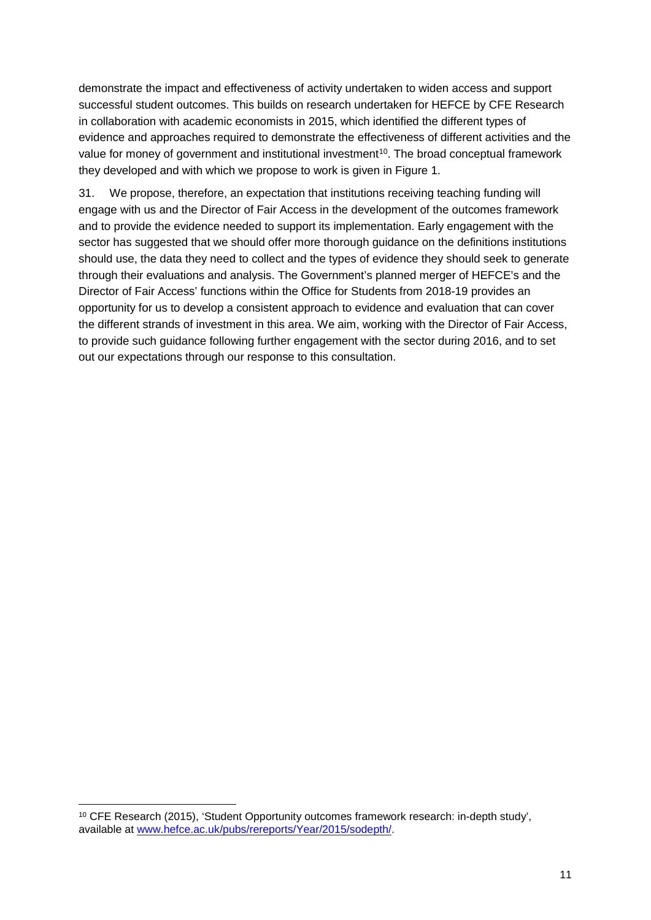demonstrate the impact and effectiveness of activity undertaken to widen access and support successful student outcomes. This builds on research undertaken for HEFCE by CFE Research in collaboration with academic economists in 2015, which identified the different types of evidence and approaches required to demonstrate the effectiveness of different activities and the value for money of government and institutional investment[10]. The broad conceptual framework they developed and with which we propose to work is given in Figure 1.

31. We propose, therefore, an expectation that institutions receiving teaching funding will engage with us and the Director of Fair Access in the development of the outcomes framework and to provide the evidence needed to support its implementation. Early engagement with the sector has suggested that we should offer more thorough guidance on the definitions institutions should use, the data they need to collect and the types of evidence they should seek to generate through their evaluations and analysis. The Government's planned merger of HEFCE's and the Director of Fair Access' functions within the Office for Students from 2018-19 provides an opportunity for us to develop a consistent approach to evidence and evaluation that can cover the different strands of investment in this area. We aim, working with the Director of Fair Access, to provide such guidance following further engagement with the sector during 2016, and to set out our expectations through our response to this consultation.

---

[10] CFE Research (2015), 'Student Opportunity outcomes framework research: in-depth study', available at [www.hefce.ac.uk/pubs/rereports/Year/2015/sodepth/](www.hefce.ac.uk/pubs/rereports/Year/2015/sodepth/).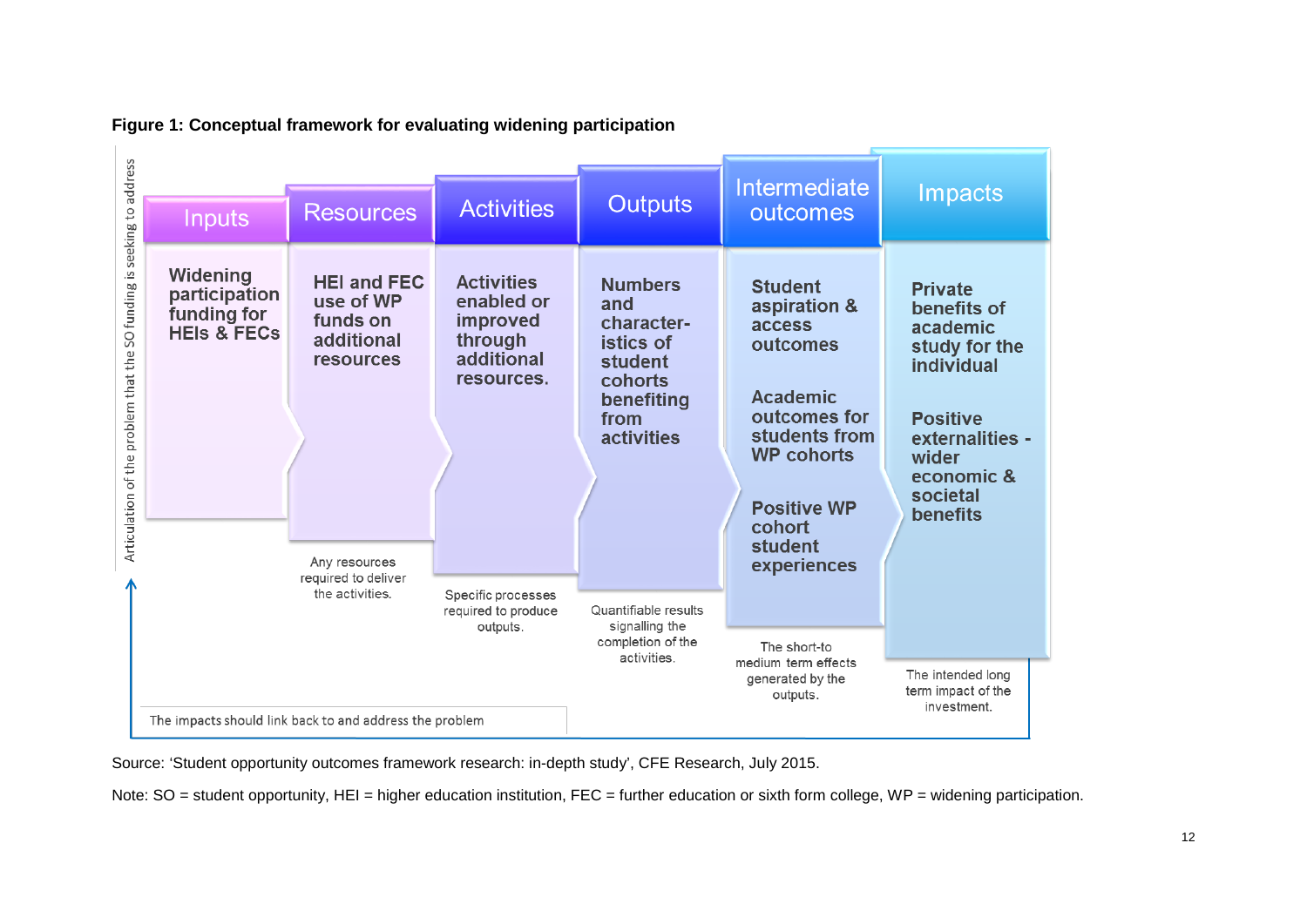**Figure 1: Conceptual framework for evaluating widening participation**

| Inputs | Resources | Activities | Outputs | Intermediate outcomes | Impacts |
|---|---|---|---|---|---|
| Widening participation funding for HEIs & FECs | HEI and FEC use of WP funds on additional resources | Activities enabled or improved through additional resources. | Numbers and characteristics of student cohorts benefiting from activities | Student aspiration & access outcomes<br><br>Academic outcomes for students from WP cohorts<br><br>Positive WP cohort student experiences | Private benefits of academic study for the individual<br><br>Positive externalities - wider economic & societal benefits |
| | Any resources required to deliver the activities. | Specific processes required to produce outputs. | Quantifiable results signalling the completion of the activities. | The short-to medium term effects generated by the outputs. | The intended long term impact of the investment. |

Articulation of the problem that the SO funding is seeking to address

The impacts should link back to and address the problem

Source: 'Student opportunity outcomes framework research: in-depth study', CFE Research, July 2015.

Note: SO = student opportunity, HEI = higher education institution, FEC = further education or sixth form college, WP = widening participation.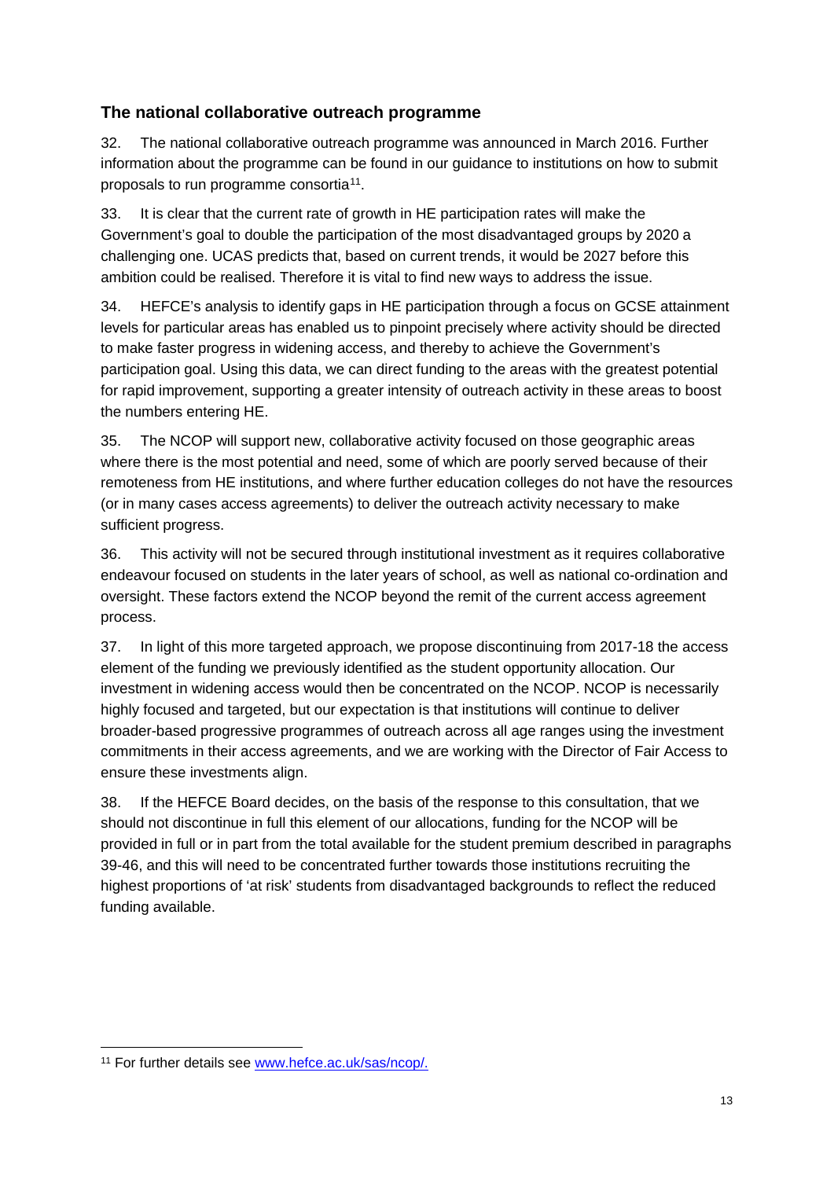## The national collaborative outreach programme

32. The national collaborative outreach programme was announced in March 2016. Further information about the programme can be found in our guidance to institutions on how to submit proposals to run programme consortia[11].

33. It is clear that the current rate of growth in HE participation rates will make the Government's goal to double the participation of the most disadvantaged groups by 2020 a challenging one. UCAS predicts that, based on current trends, it would be 2027 before this ambition could be realised. Therefore it is vital to find new ways to address the issue.

34. HEFCE's analysis to identify gaps in HE participation through a focus on GCSE attainment levels for particular areas has enabled us to pinpoint precisely where activity should be directed to make faster progress in widening access, and thereby to achieve the Government's participation goal. Using this data, we can direct funding to the areas with the greatest potential for rapid improvement, supporting a greater intensity of outreach activity in these areas to boost the numbers entering HE.

35. The NCOP will support new, collaborative activity focused on those geographic areas where there is the most potential and need, some of which are poorly served because of their remoteness from HE institutions, and where further education colleges do not have the resources (or in many cases access agreements) to deliver the outreach activity necessary to make sufficient progress.

36. This activity will not be secured through institutional investment as it requires collaborative endeavour focused on students in the later years of school, as well as national co-ordination and oversight. These factors extend the NCOP beyond the remit of the current access agreement process.

37. In light of this more targeted approach, we propose discontinuing from 2017-18 the access element of the funding we previously identified as the student opportunity allocation. Our investment in widening access would then be concentrated on the NCOP. NCOP is necessarily highly focused and targeted, but our expectation is that institutions will continue to deliver broader-based progressive programmes of outreach across all age ranges using the investment commitments in their access agreements, and we are working with the Director of Fair Access to ensure these investments align.

38. If the HEFCE Board decides, on the basis of the response to this consultation, that we should not discontinue in full this element of our allocations, funding for the NCOP will be provided in full or in part from the total available for the student premium described in paragraphs 39-46, and this will need to be concentrated further towards those institutions recruiting the highest proportions of 'at risk' students from disadvantaged backgrounds to reflect the reduced funding available.

---

[11] For further details see www.hefce.ac.uk/sas/ncop/.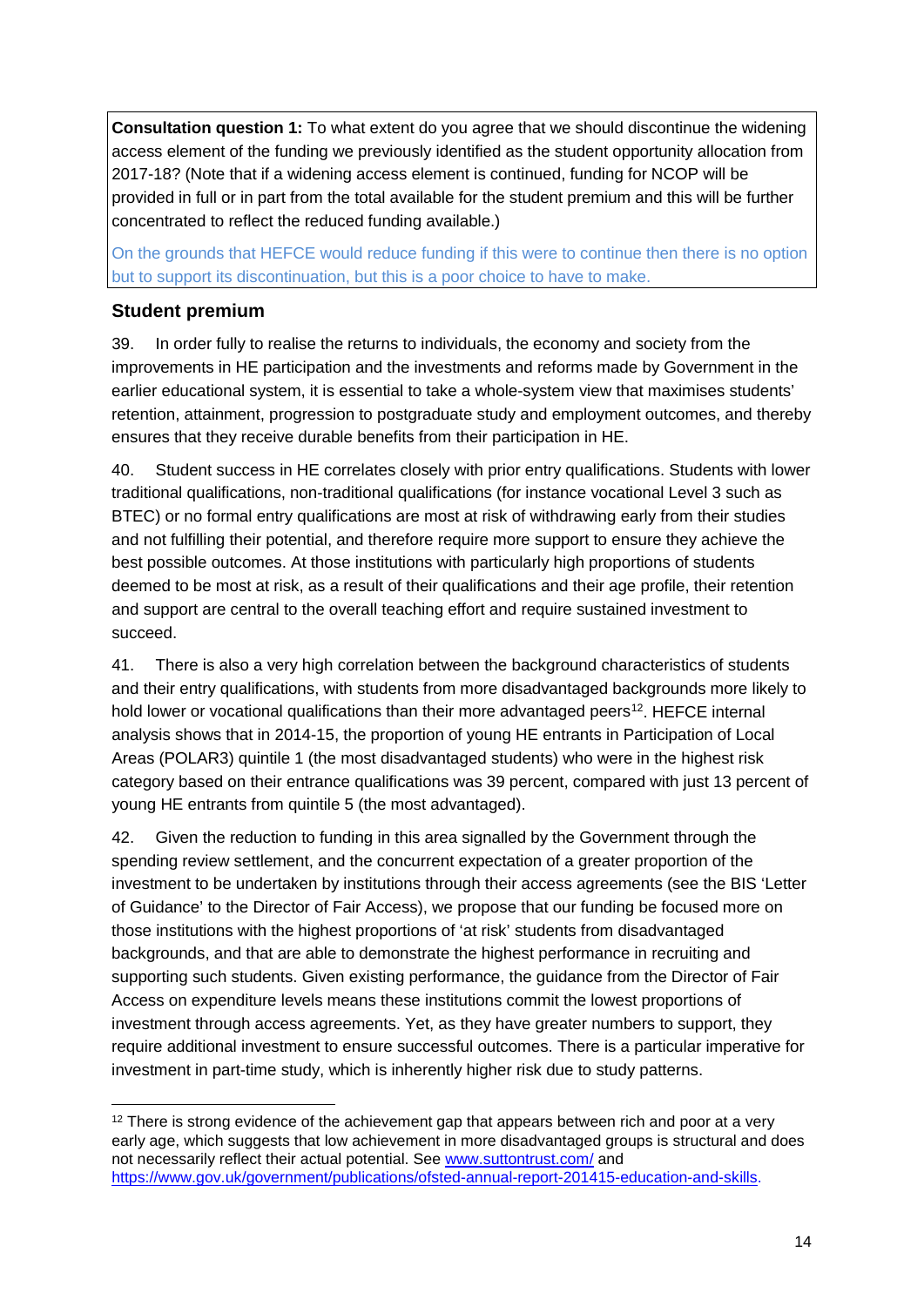**Consultation question 1:** To what extent do you agree that we should discontinue the widening access element of the funding we previously identified as the student opportunity allocation from 2017-18? (Note that if a widening access element is continued, funding for NCOP will be provided in full or in part from the total available for the student premium and this will be further concentrated to reflect the reduced funding available.)

On the grounds that HEFCE would reduce funding if this were to continue then there is no option but to support its discontinuation, but this is a poor choice to have to make.

## Student premium

39. In order fully to realise the returns to individuals, the economy and society from the improvements in HE participation and the investments and reforms made by Government in the earlier educational system, it is essential to take a whole-system view that maximises students' retention, attainment, progression to postgraduate study and employment outcomes, and thereby ensures that they receive durable benefits from their participation in HE.

40. Student success in HE correlates closely with prior entry qualifications. Students with lower traditional qualifications, non-traditional qualifications (for instance vocational Level 3 such as BTEC) or no formal entry qualifications are most at risk of withdrawing early from their studies and not fulfilling their potential, and therefore require more support to ensure they achieve the best possible outcomes. At those institutions with particularly high proportions of students deemed to be most at risk, as a result of their qualifications and their age profile, their retention and support are central to the overall teaching effort and require sustained investment to succeed.

41. There is also a very high correlation between the background characteristics of students and their entry qualifications, with students from more disadvantaged backgrounds more likely to hold lower or vocational qualifications than their more advantaged peers[12]. HEFCE internal analysis shows that in 2014-15, the proportion of young HE entrants in Participation of Local Areas (POLAR3) quintile 1 (the most disadvantaged students) who were in the highest risk category based on their entrance qualifications was 39 percent, compared with just 13 percent of young HE entrants from quintile 5 (the most advantaged).

42. Given the reduction to funding in this area signalled by the Government through the spending review settlement, and the concurrent expectation of a greater proportion of the investment to be undertaken by institutions through their access agreements (see the BIS 'Letter of Guidance' to the Director of Fair Access), we propose that our funding be focused more on those institutions with the highest proportions of 'at risk' students from disadvantaged backgrounds, and that are able to demonstrate the highest performance in recruiting and supporting such students. Given existing performance, the guidance from the Director of Fair Access on expenditure levels means these institutions commit the lowest proportions of investment through access agreements. Yet, as they have greater numbers to support, they require additional investment to ensure successful outcomes. There is a particular imperative for investment in part-time study, which is inherently higher risk due to study patterns.

---

[12] There is strong evidence of the achievement gap that appears between rich and poor at a very early age, which suggests that low achievement in more disadvantaged groups is structural and does not necessarily reflect their actual potential. See www.suttontrust.com/ and https://www.gov.uk/government/publications/ofsted-annual-report-201415-education-and-skills.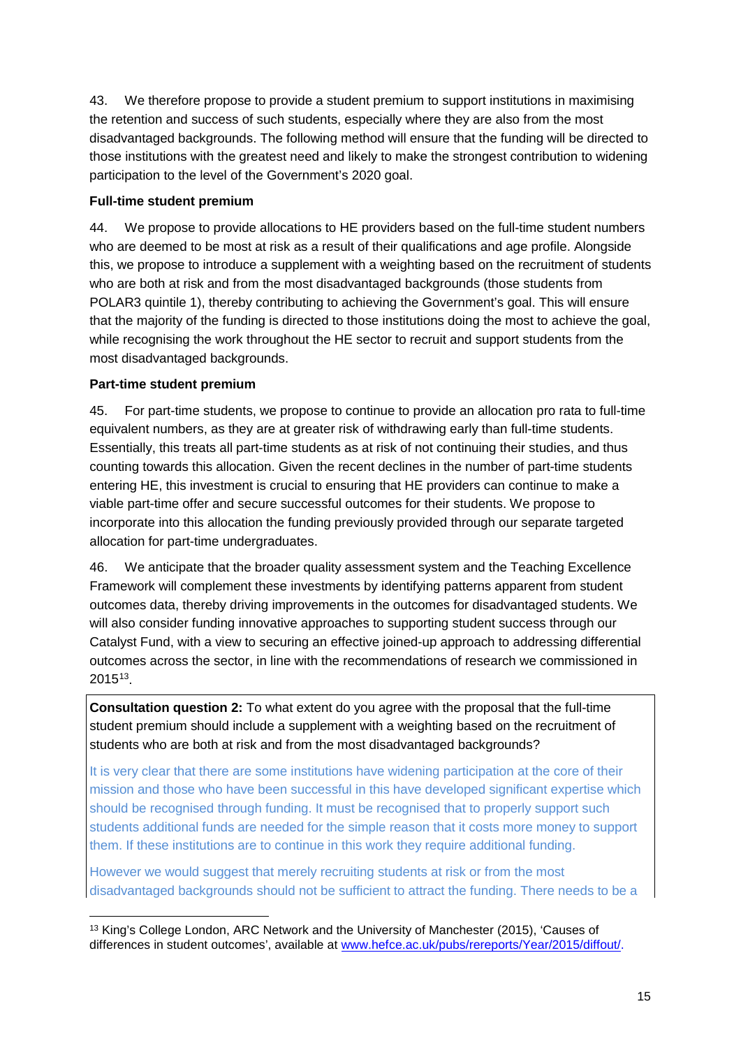43. We therefore propose to provide a student premium to support institutions in maximising the retention and success of such students, especially where they are also from the most disadvantaged backgrounds. The following method will ensure that the funding will be directed to those institutions with the greatest need and likely to make the strongest contribution to widening participation to the level of the Government's 2020 goal.

**Full-time student premium**

44. We propose to provide allocations to HE providers based on the full-time student numbers who are deemed to be most at risk as a result of their qualifications and age profile. Alongside this, we propose to introduce a supplement with a weighting based on the recruitment of students who are both at risk and from the most disadvantaged backgrounds (those students from POLAR3 quintile 1), thereby contributing to achieving the Government's goal. This will ensure that the majority of the funding is directed to those institutions doing the most to achieve the goal, while recognising the work throughout the HE sector to recruit and support students from the most disadvantaged backgrounds.

**Part-time student premium**

45. For part-time students, we propose to continue to provide an allocation pro rata to full-time equivalent numbers, as they are at greater risk of withdrawing early than full-time students. Essentially, this treats all part-time students as at risk of not continuing their studies, and thus counting towards this allocation. Given the recent declines in the number of part-time students entering HE, this investment is crucial to ensuring that HE providers can continue to make a viable part-time offer and secure successful outcomes for their students. We propose to incorporate into this allocation the funding previously provided through our separate targeted allocation for part-time undergraduates.

46. We anticipate that the broader quality assessment system and the Teaching Excellence Framework will complement these investments by identifying patterns apparent from student outcomes data, thereby driving improvements in the outcomes for disadvantaged students. We will also consider funding innovative approaches to supporting student success through our Catalyst Fund, with a view to securing an effective joined-up approach to addressing differential outcomes across the sector, in line with the recommendations of research we commissioned in 2015[13].

**Consultation question 2:** To what extent do you agree with the proposal that the full-time student premium should include a supplement with a weighting based on the recruitment of students who are both at risk and from the most disadvantaged backgrounds?

It is very clear that there are some institutions have widening participation at the core of their mission and those who have been successful in this have developed significant expertise which should be recognised through funding. It must be recognised that to properly support such students additional funds are needed for the simple reason that it costs more money to support them. If these institutions are to continue in this work they require additional funding.

However we would suggest that merely recruiting students at risk or from the most disadvantaged backgrounds should not be sufficient to attract the funding. There needs to be a

[13] King's College London, ARC Network and the University of Manchester (2015), 'Causes of differences in student outcomes', available at www.hefce.ac.uk/pubs/rereports/Year/2015/diffout/.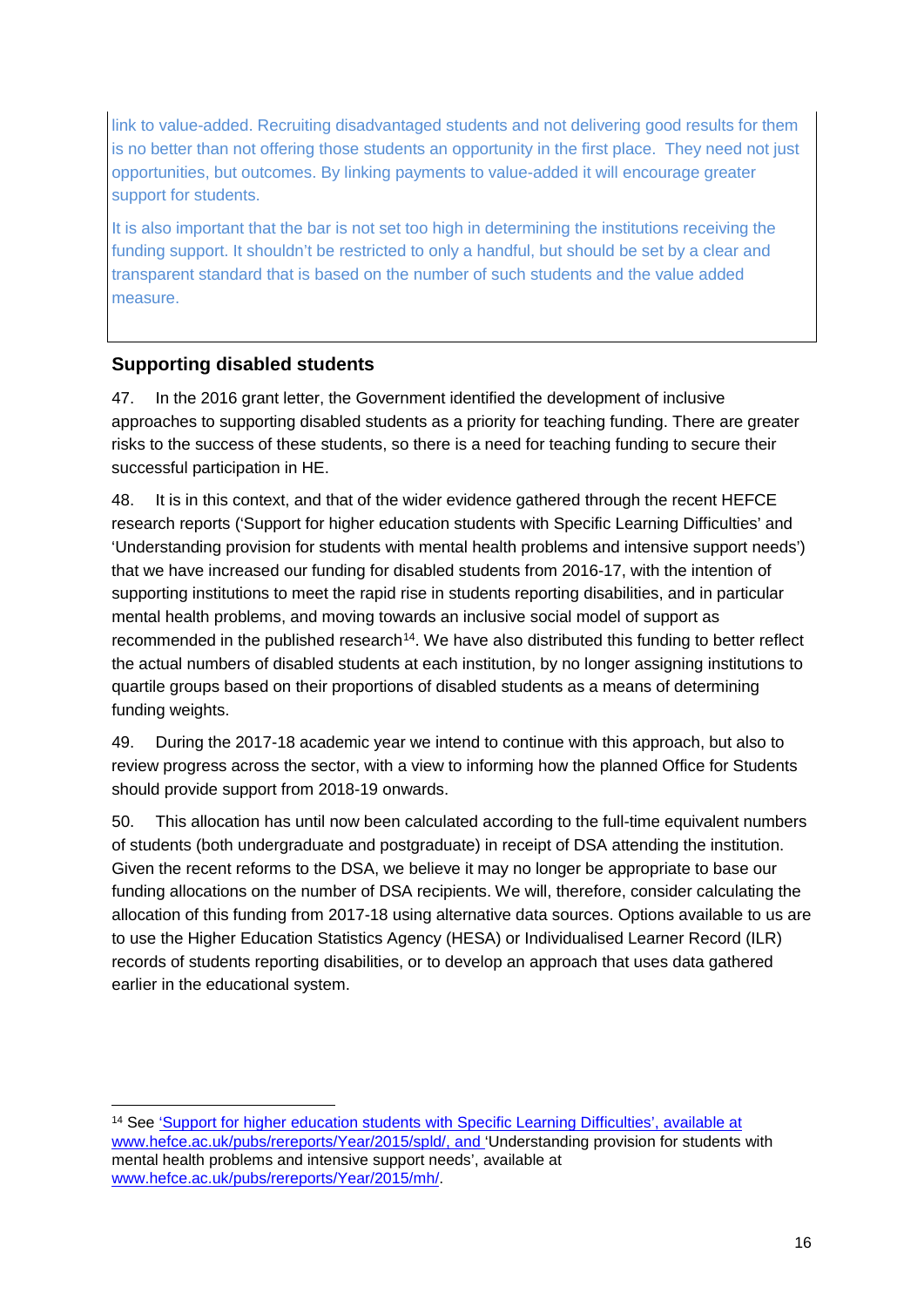link to value-added. Recruiting disadvantaged students and not delivering good results for them is no better than not offering those students an opportunity in the first place. They need not just opportunities, but outcomes. By linking payments to value-added it will encourage greater support for students.

It is also important that the bar is not set too high in determining the institutions receiving the funding support. It shouldn't be restricted to only a handful, but should be set by a clear and transparent standard that is based on the number of such students and the value added measure.

## Supporting disabled students

47. In the 2016 grant letter, the Government identified the development of inclusive approaches to supporting disabled students as a priority for teaching funding. There are greater risks to the success of these students, so there is a need for teaching funding to secure their successful participation in HE.

48. It is in this context, and that of the wider evidence gathered through the recent HEFCE research reports ('Support for higher education students with Specific Learning Difficulties' and 'Understanding provision for students with mental health problems and intensive support needs') that we have increased our funding for disabled students from 2016-17, with the intention of supporting institutions to meet the rapid rise in students reporting disabilities, and in particular mental health problems, and moving towards an inclusive social model of support as recommended in the published research[14]. We have also distributed this funding to better reflect the actual numbers of disabled students at each institution, by no longer assigning institutions to quartile groups based on their proportions of disabled students as a means of determining funding weights.

49. During the 2017-18 academic year we intend to continue with this approach, but also to review progress across the sector, with a view to informing how the planned Office for Students should provide support from 2018-19 onwards.

50. This allocation has until now been calculated according to the full-time equivalent numbers of students (both undergraduate and postgraduate) in receipt of DSA attending the institution. Given the recent reforms to the DSA, we believe it may no longer be appropriate to base our funding allocations on the number of DSA recipients. We will, therefore, consider calculating the allocation of this funding from 2017-18 using alternative data sources. Options available to us are to use the Higher Education Statistics Agency (HESA) or Individualised Learner Record (ILR) records of students reporting disabilities, or to develop an approach that uses data gathered earlier in the educational system.

---

[14] See 'Support for higher education students with Specific Learning Difficulties', available at www.hefce.ac.uk/pubs/rereports/Year/2015/spld/, and 'Understanding provision for students with mental health problems and intensive support needs', available at www.hefce.ac.uk/pubs/rereports/Year/2015/mh/.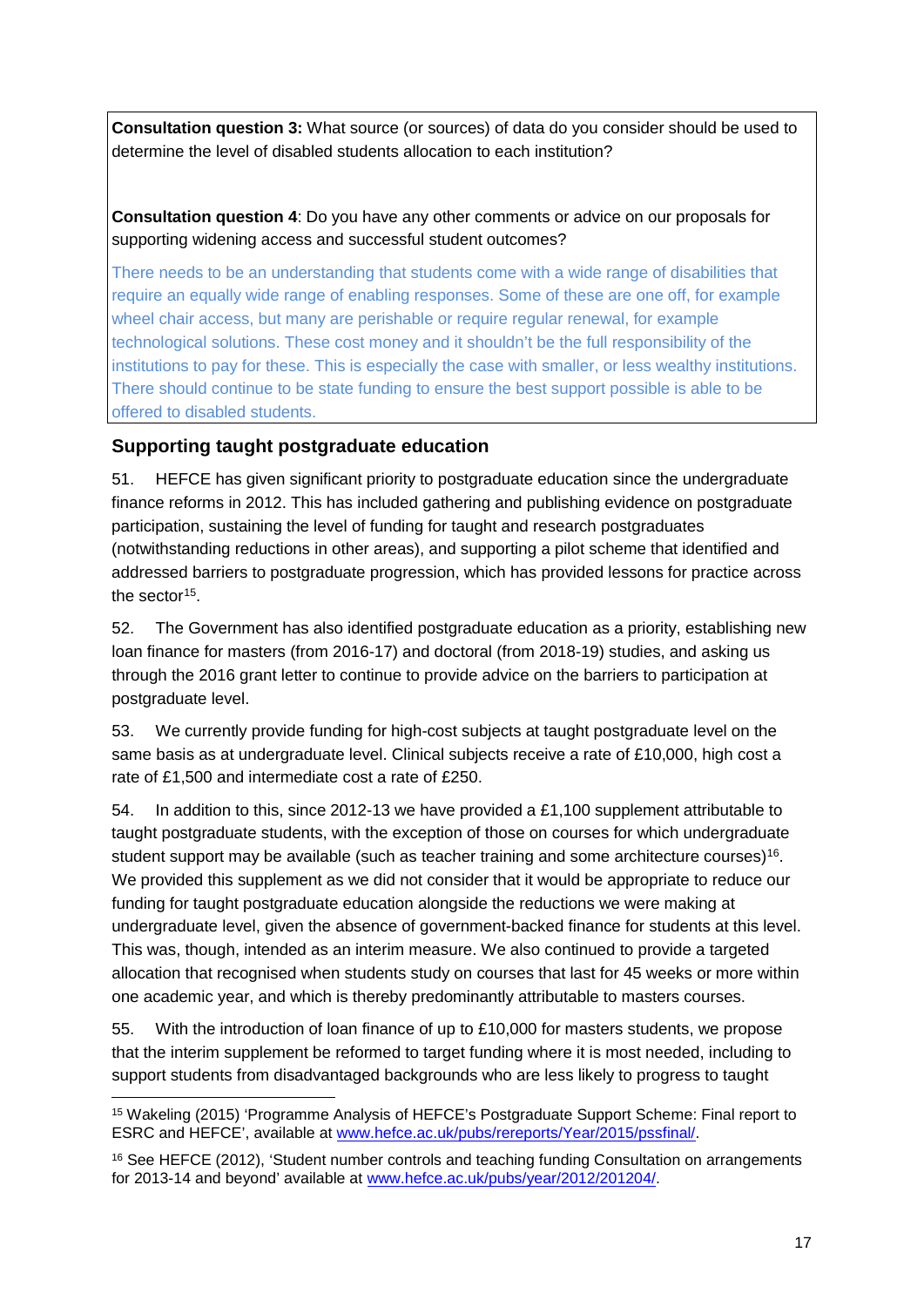**Consultation question 3:** What source (or sources) of data do you consider should be used to determine the level of disabled students allocation to each institution?

**Consultation question 4**: Do you have any other comments or advice on our proposals for supporting widening access and successful student outcomes?

There needs to be an understanding that students come with a wide range of disabilities that require an equally wide range of enabling responses. Some of these are one off, for example wheel chair access, but many are perishable or require regular renewal, for example technological solutions. These cost money and it shouldn't be the full responsibility of the institutions to pay for these. This is especially the case with smaller, or less wealthy institutions. There should continue to be state funding to ensure the best support possible is able to be offered to disabled students.

## Supporting taught postgraduate education

51. HEFCE has given significant priority to postgraduate education since the undergraduate finance reforms in 2012. This has included gathering and publishing evidence on postgraduate participation, sustaining the level of funding for taught and research postgraduates (notwithstanding reductions in other areas), and supporting a pilot scheme that identified and addressed barriers to postgraduate progression, which has provided lessons for practice across the sector[15].

52. The Government has also identified postgraduate education as a priority, establishing new loan finance for masters (from 2016-17) and doctoral (from 2018-19) studies, and asking us through the 2016 grant letter to continue to provide advice on the barriers to participation at postgraduate level.

53. We currently provide funding for high-cost subjects at taught postgraduate level on the same basis as at undergraduate level. Clinical subjects receive a rate of £10,000, high cost a rate of £1,500 and intermediate cost a rate of £250.

54. In addition to this, since 2012-13 we have provided a £1,100 supplement attributable to taught postgraduate students, with the exception of those on courses for which undergraduate student support may be available (such as teacher training and some architecture courses)[16]. We provided this supplement as we did not consider that it would be appropriate to reduce our funding for taught postgraduate education alongside the reductions we were making at undergraduate level, given the absence of government-backed finance for students at this level. This was, though, intended as an interim measure. We also continued to provide a targeted allocation that recognised when students study on courses that last for 45 weeks or more within one academic year, and which is thereby predominantly attributable to masters courses.

55. With the introduction of loan finance of up to £10,000 for masters students, we propose that the interim supplement be reformed to target funding where it is most needed, including to support students from disadvantaged backgrounds who are less likely to progress to taught

---

[15] Wakeling (2015) 'Programme Analysis of HEFCE's Postgraduate Support Scheme: Final report to ESRC and HEFCE', available at www.hefce.ac.uk/pubs/rereports/Year/2015/pssfinal/.

[16] See HEFCE (2012), 'Student number controls and teaching funding Consultation on arrangements for 2013-14 and beyond' available at www.hefce.ac.uk/pubs/year/2012/201204/.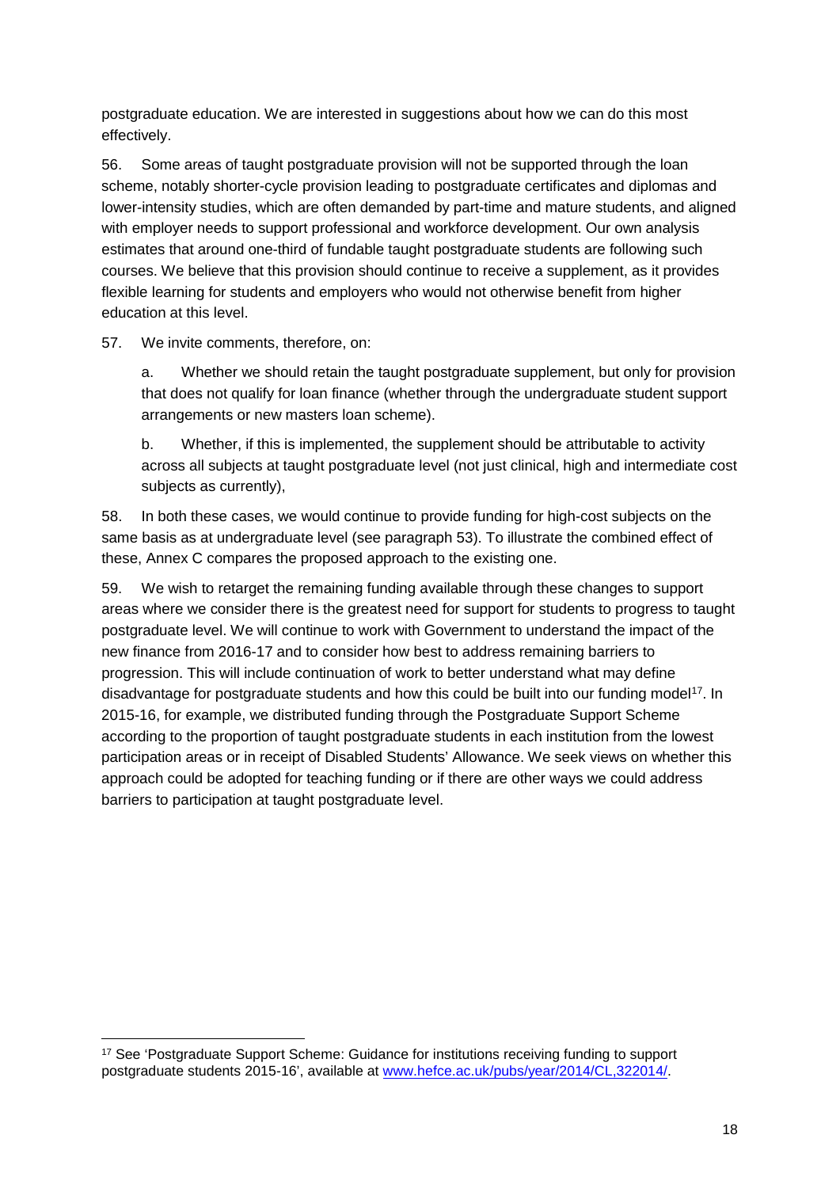postgraduate education. We are interested in suggestions about how we can do this most effectively.

56. Some areas of taught postgraduate provision will not be supported through the loan scheme, notably shorter-cycle provision leading to postgraduate certificates and diplomas and lower-intensity studies, which are often demanded by part-time and mature students, and aligned with employer needs to support professional and workforce development. Our own analysis estimates that around one-third of fundable taught postgraduate students are following such courses. We believe that this provision should continue to receive a supplement, as it provides flexible learning for students and employers who would not otherwise benefit from higher education at this level.

57. We invite comments, therefore, on:

a. Whether we should retain the taught postgraduate supplement, but only for provision that does not qualify for loan finance (whether through the undergraduate student support arrangements or new masters loan scheme).

b. Whether, if this is implemented, the supplement should be attributable to activity across all subjects at taught postgraduate level (not just clinical, high and intermediate cost subjects as currently),

58. In both these cases, we would continue to provide funding for high-cost subjects on the same basis as at undergraduate level (see paragraph 53). To illustrate the combined effect of these, Annex C compares the proposed approach to the existing one.

59. We wish to retarget the remaining funding available through these changes to support areas where we consider there is the greatest need for support for students to progress to taught postgraduate level. We will continue to work with Government to understand the impact of the new finance from 2016-17 and to consider how best to address remaining barriers to progression. This will include continuation of work to better understand what may define disadvantage for postgraduate students and how this could be built into our funding model[17]. In 2015-16, for example, we distributed funding through the Postgraduate Support Scheme according to the proportion of taught postgraduate students in each institution from the lowest participation areas or in receipt of Disabled Students' Allowance. We seek views on whether this approach could be adopted for teaching funding or if there are other ways we could address barriers to participation at taught postgraduate level.

---

[17] See 'Postgraduate Support Scheme: Guidance for institutions receiving funding to support postgraduate students 2015-16', available at www.hefce.ac.uk/pubs/year/2014/CL,322014/.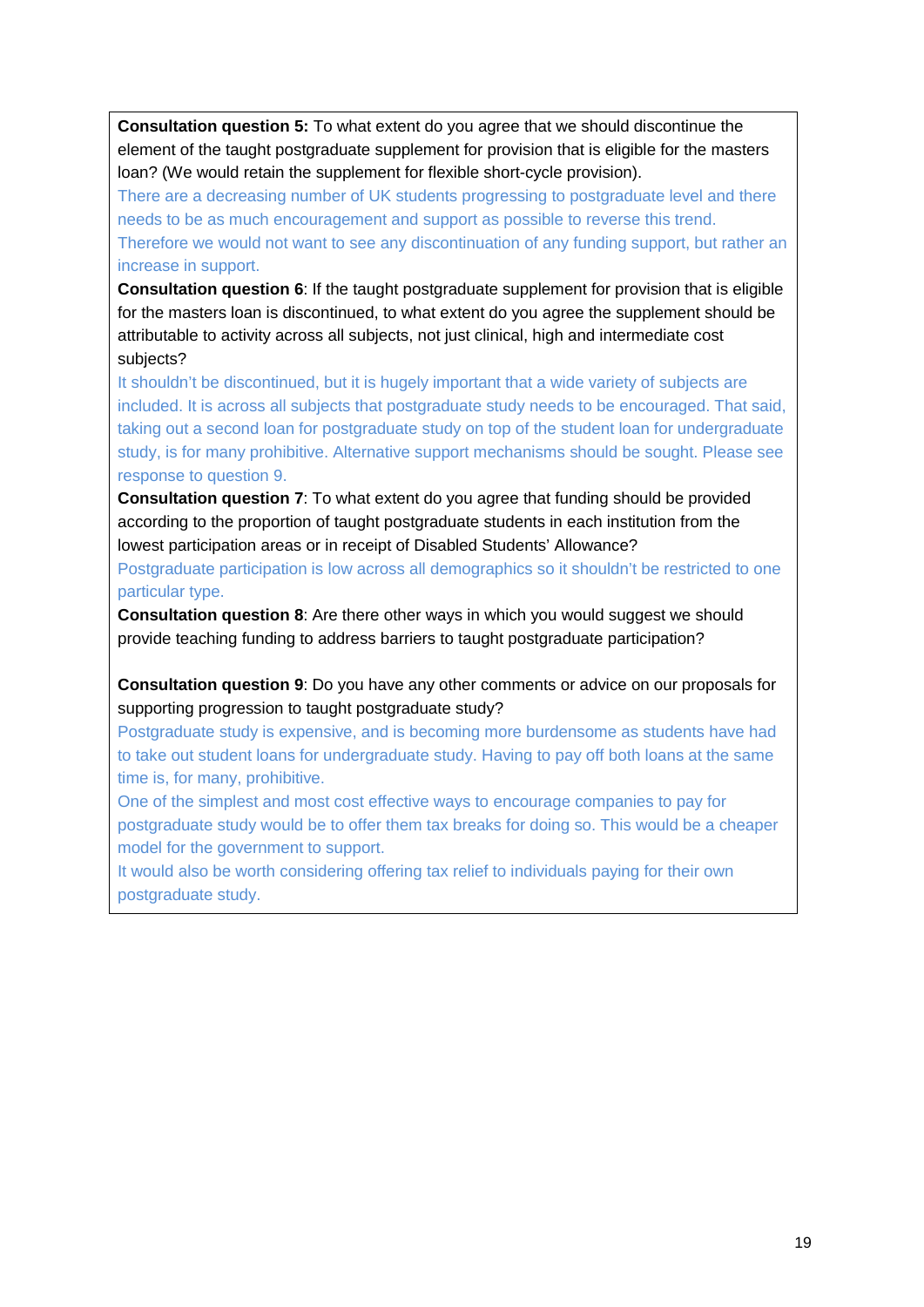**Consultation question 5:** To what extent do you agree that we should discontinue the element of the taught postgraduate supplement for provision that is eligible for the masters loan? (We would retain the supplement for flexible short-cycle provision).

There are a decreasing number of UK students progressing to postgraduate level and there needs to be as much encouragement and support as possible to reverse this trend. Therefore we would not want to see any discontinuation of any funding support, but rather an increase in support.

**Consultation question 6**: If the taught postgraduate supplement for provision that is eligible for the masters loan is discontinued, to what extent do you agree the supplement should be attributable to activity across all subjects, not just clinical, high and intermediate cost subjects?

It shouldn't be discontinued, but it is hugely important that a wide variety of subjects are included. It is across all subjects that postgraduate study needs to be encouraged. That said, taking out a second loan for postgraduate study on top of the student loan for undergraduate study, is for many prohibitive. Alternative support mechanisms should be sought. Please see response to question 9.

**Consultation question 7**: To what extent do you agree that funding should be provided according to the proportion of taught postgraduate students in each institution from the lowest participation areas or in receipt of Disabled Students' Allowance?

Postgraduate participation is low across all demographics so it shouldn't be restricted to one particular type.

**Consultation question 8**: Are there other ways in which you would suggest we should provide teaching funding to address barriers to taught postgraduate participation?

**Consultation question 9**: Do you have any other comments or advice on our proposals for supporting progression to taught postgraduate study?

Postgraduate study is expensive, and is becoming more burdensome as students have had to take out student loans for undergraduate study. Having to pay off both loans at the same time is, for many, prohibitive.

One of the simplest and most cost effective ways to encourage companies to pay for postgraduate study would be to offer them tax breaks for doing so. This would be a cheaper model for the government to support.

It would also be worth considering offering tax relief to individuals paying for their own postgraduate study.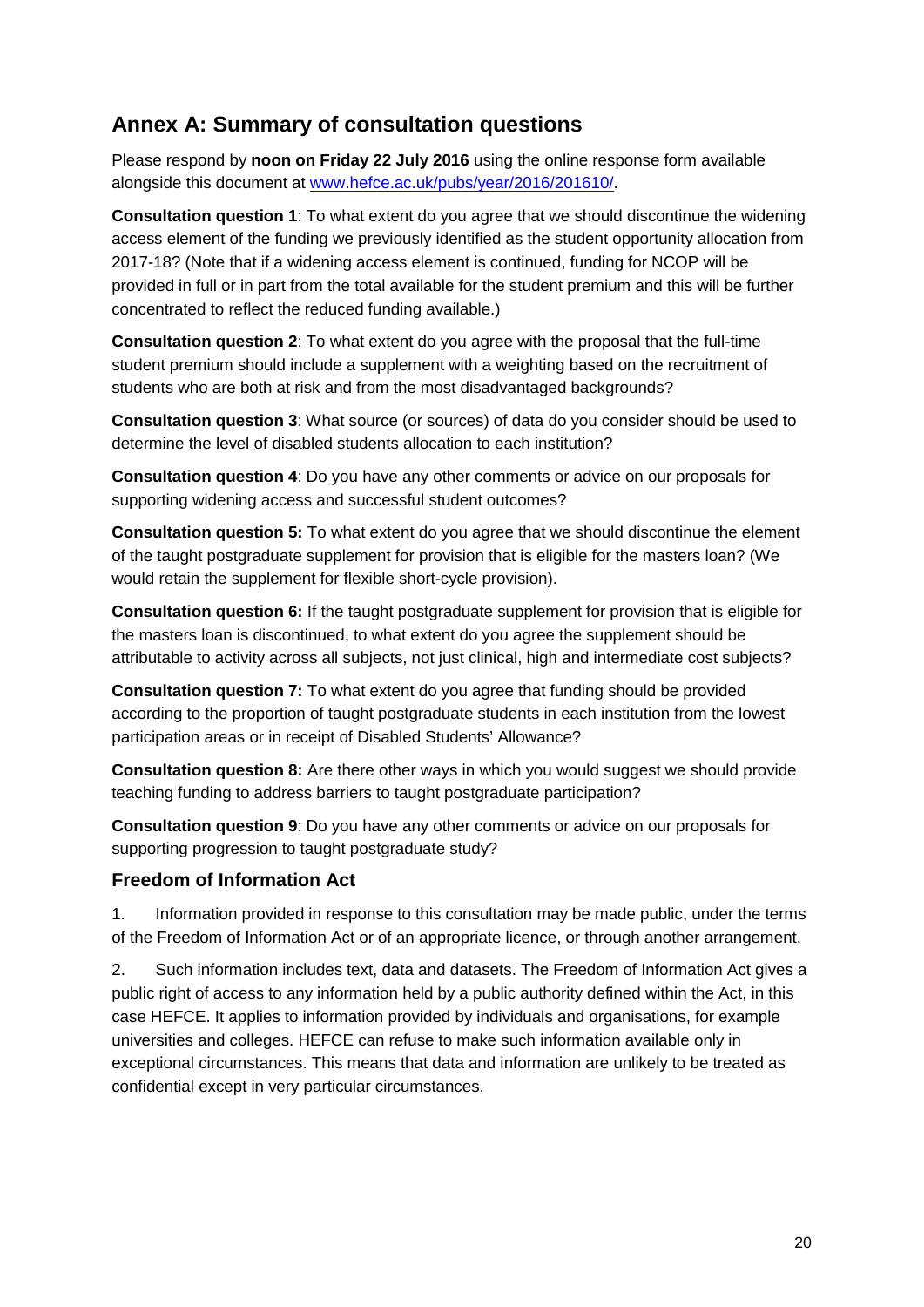## Annex A: Summary of consultation questions

Please respond by **noon on Friday 22 July 2016** using the online response form available alongside this document at www.hefce.ac.uk/pubs/year/2016/201610/.

**Consultation question 1**: To what extent do you agree that we should discontinue the widening access element of the funding we previously identified as the student opportunity allocation from 2017-18? (Note that if a widening access element is continued, funding for NCOP will be provided in full or in part from the total available for the student premium and this will be further concentrated to reflect the reduced funding available.)

**Consultation question 2**: To what extent do you agree with the proposal that the full-time student premium should include a supplement with a weighting based on the recruitment of students who are both at risk and from the most disadvantaged backgrounds?

**Consultation question 3**: What source (or sources) of data do you consider should be used to determine the level of disabled students allocation to each institution?

**Consultation question 4**: Do you have any other comments or advice on our proposals for supporting widening access and successful student outcomes?

**Consultation question 5:** To what extent do you agree that we should discontinue the element of the taught postgraduate supplement for provision that is eligible for the masters loan? (We would retain the supplement for flexible short-cycle provision).

**Consultation question 6:** If the taught postgraduate supplement for provision that is eligible for the masters loan is discontinued, to what extent do you agree the supplement should be attributable to activity across all subjects, not just clinical, high and intermediate cost subjects?

**Consultation question 7:** To what extent do you agree that funding should be provided according to the proportion of taught postgraduate students in each institution from the lowest participation areas or in receipt of Disabled Students' Allowance?

**Consultation question 8:** Are there other ways in which you would suggest we should provide teaching funding to address barriers to taught postgraduate participation?

**Consultation question 9**: Do you have any other comments or advice on our proposals for supporting progression to taught postgraduate study?

### Freedom of Information Act

1. Information provided in response to this consultation may be made public, under the terms of the Freedom of Information Act or of an appropriate licence, or through another arrangement.

2. Such information includes text, data and datasets. The Freedom of Information Act gives a public right of access to any information held by a public authority defined within the Act, in this case HEFCE. It applies to information provided by individuals and organisations, for example universities and colleges. HEFCE can refuse to make such information available only in exceptional circumstances. This means that data and information are unlikely to be treated as confidential except in very particular circumstances.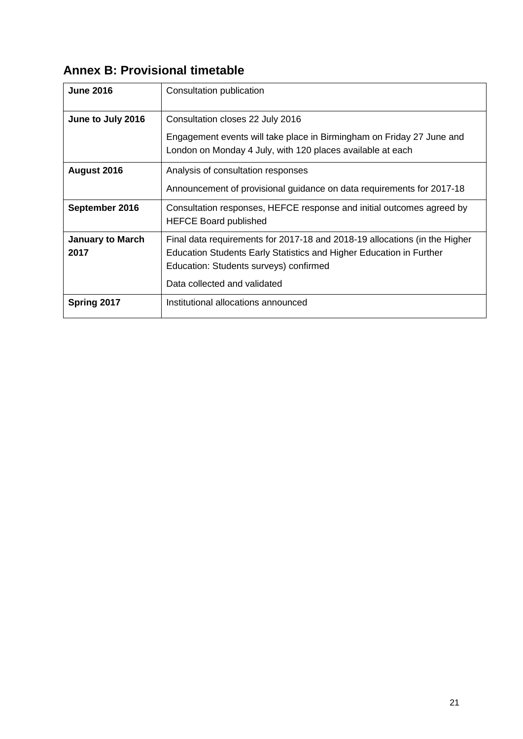## Annex B: Provisional timetable

| | |
|---|---|
| **June 2016** | Consultation publication |
| **June to July 2016** | Consultation closes 22 July 2016<br><br>Engagement events will take place in Birmingham on Friday 27 June and London on Monday 4 July, with 120 places available at each |
| **August 2016** | Analysis of consultation responses<br><br>Announcement of provisional guidance on data requirements for 2017-18 |
| **September 2016** | Consultation responses, HEFCE response and initial outcomes agreed by HEFCE Board published |
| **January to March 2017** | Final data requirements for 2017-18 and 2018-19 allocations (in the Higher Education Students Early Statistics and Higher Education in Further Education: Students surveys) confirmed<br><br>Data collected and validated |
| **Spring 2017** | Institutional allocations announced |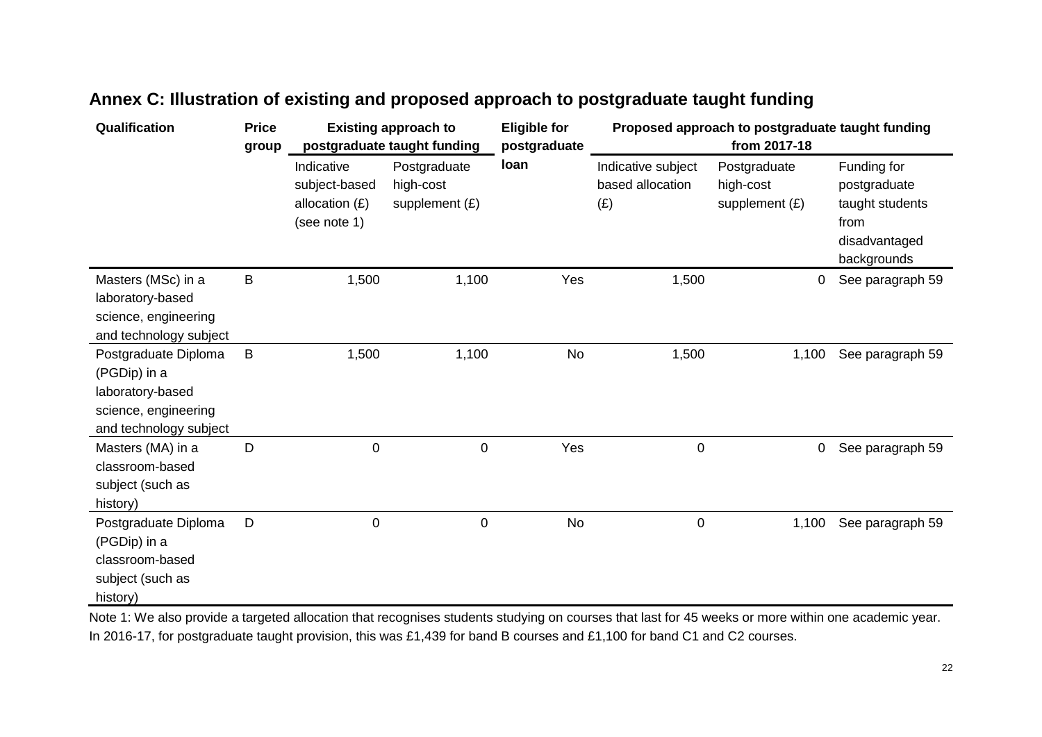## Annex C: Illustration of existing and proposed approach to postgraduate taught funding

| Qualification | Price group | Existing approach to postgraduate taught funding | | Eligible for postgraduate loan | Proposed approach to postgraduate taught funding from 2017-18 | | |
|---|---|---|---|---|---|---|---|
| | | Indicative subject-based allocation (£) (see note 1) | Postgraduate high-cost supplement (£) | | Indicative subject based allocation (£) | Postgraduate high-cost supplement (£) | Funding for postgraduate taught students from disadvantaged backgrounds |
| Masters (MSc) in a laboratory-based science, engineering and technology subject | B | 1,500 | 1,100 | Yes | 1,500 | 0 | See paragraph 59 |
| Postgraduate Diploma (PGDip) in a laboratory-based science, engineering and technology subject | B | 1,500 | 1,100 | No | 1,500 | 1,100 | See paragraph 59 |
| Masters (MA) in a classroom-based subject (such as history) | D | 0 | 0 | Yes | 0 | 0 | See paragraph 59 |
| Postgraduate Diploma (PGDip) in a classroom-based subject (such as history) | D | 0 | 0 | No | 0 | 1,100 | See paragraph 59 |

Note 1: We also provide a targeted allocation that recognises students studying on courses that last for 45 weeks or more within one academic year. In 2016-17, for postgraduate taught provision, this was £1,439 for band B courses and £1,100 for band C1 and C2 courses.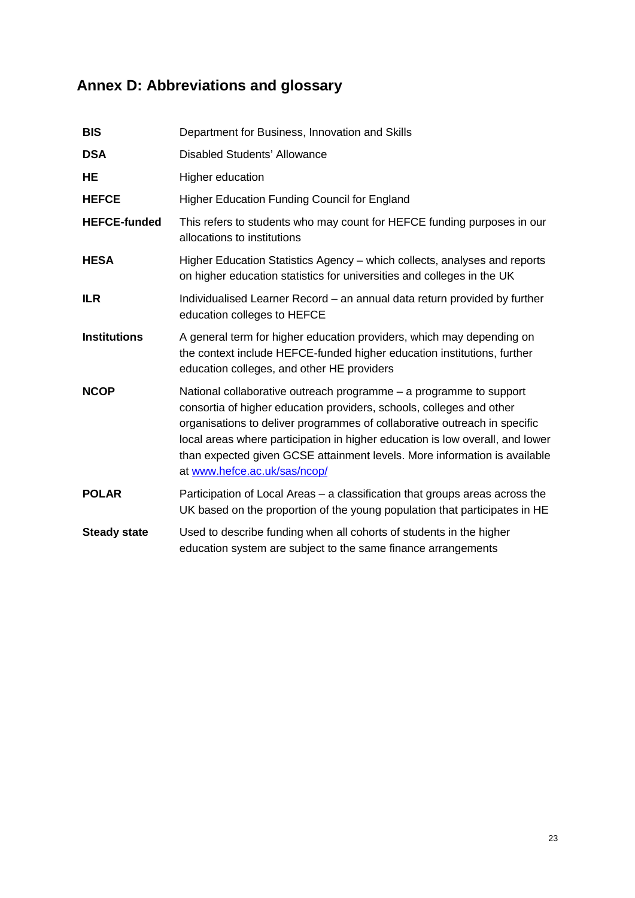## Annex D: Abbreviations and glossary

| | |
|---|---|
| **BIS** | Department for Business, Innovation and Skills |
| **DSA** | Disabled Students' Allowance |
| **HE** | Higher education |
| **HEFCE** | Higher Education Funding Council for England |
| **HEFCE-funded** | This refers to students who may count for HEFCE funding purposes in our allocations to institutions |
| **HESA** | Higher Education Statistics Agency – which collects, analyses and reports on higher education statistics for universities and colleges in the UK |
| **ILR** | Individualised Learner Record – an annual data return provided by further education colleges to HEFCE |
| **Institutions** | A general term for higher education providers, which may depending on the context include HEFCE-funded higher education institutions, further education colleges, and other HE providers |
| **NCOP** | National collaborative outreach programme – a programme to support consortia of higher education providers, schools, colleges and other organisations to deliver programmes of collaborative outreach in specific local areas where participation in higher education is low overall, and lower than expected given GCSE attainment levels. More information is available at www.hefce.ac.uk/sas/ncop/ |
| **POLAR** | Participation of Local Areas – a classification that groups areas across the UK based on the proportion of the young population that participates in HE |
| **Steady state** | Used to describe funding when all cohorts of students in the higher education system are subject to the same finance arrangements |